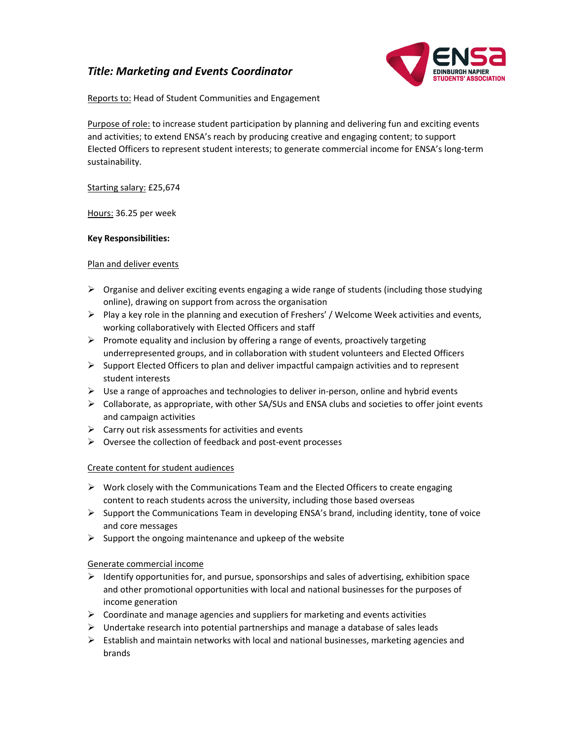# *Title: Marketing and Events Coordinator*

Reports to: Head of Student Communities and Engagement

Purpose of role: to increase student participation by planning and delivering fun and exciting events and activities; to extend ENSA's reach by producing creative and engaging content; to support Elected Officers to represent student interests; to generate commercial income for ENSA's long-term sustainability.

Starting salary: £25,674

Hours: 36.25 per week

**Key Responsibilities:**

Plan and deliver events

- Organise and deliver exciting events engaging a wide range of students (including those studying online), drawing on support from across the organisation
- Play a key role in the planning and execution of Freshers' / Welcome Week activities and events, working collaboratively with Elected Officers and staff
- Promote equality and inclusion by offering a range of events, proactively targeting underrepresented groups, and in collaboration with student volunteers and Elected Officers
- Support Elected Officers to plan and deliver impactful campaign activities and to represent student interests
- Use a range of approaches and technologies to deliver in-person, online and hybrid events
- Collaborate, as appropriate, with other SA/SUs and ENSA clubs and societies to offer joint events and campaign activities
- Carry out risk assessments for activities and events
- Oversee the collection of feedback and post-event processes

Create content for student audiences

- Work closely with the Communications Team and the Elected Officers to create engaging content to reach students across the university, including those based overseas
- Support the Communications Team in developing ENSA's brand, including identity, tone of voice and core messages
- Support the ongoing maintenance and upkeep of the website

Generate commercial income

- Identify opportunities for, and pursue, sponsorships and sales of advertising, exhibition space and other promotional opportunities with local and national businesses for the purposes of income generation
- Coordinate and manage agencies and suppliers for marketing and events activities
- Undertake research into potential partnerships and manage a database of sales leads
- Establish and maintain networks with local and national businesses, marketing agencies and brands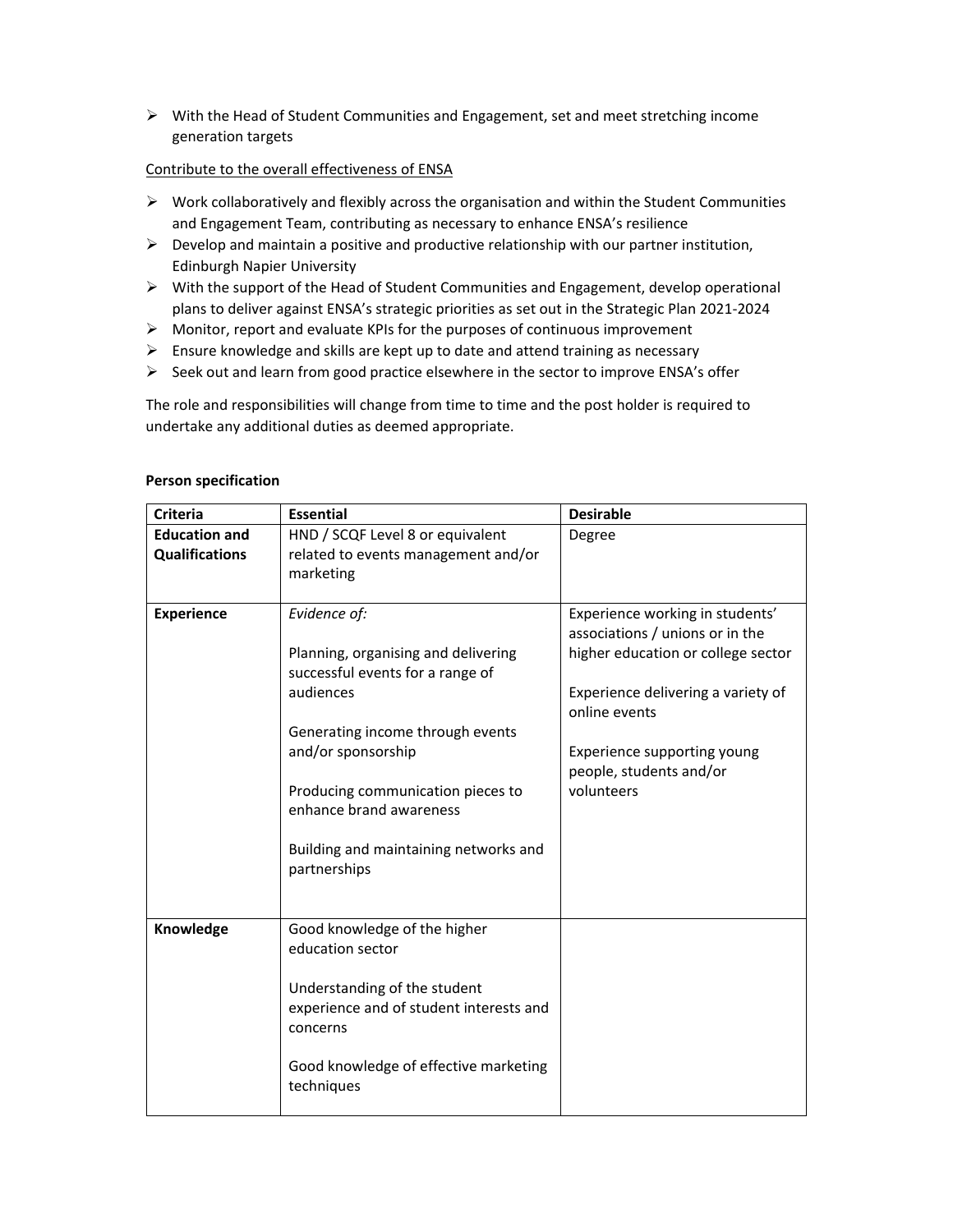- With the Head of Student Communities and Engagement, set and meet stretching income generation targets

<u>Contribute to the overall effectiveness of ENSA</u>

- Work collaboratively and flexibly across the organisation and within the Student Communities and Engagement Team, contributing as necessary to enhance ENSA's resilience
- Develop and maintain a positive and productive relationship with our partner institution, Edinburgh Napier University
- With the support of the Head of Student Communities and Engagement, develop operational plans to deliver against ENSA's strategic priorities as set out in the Strategic Plan 2021-2024
- Monitor, report and evaluate KPIs for the purposes of continuous improvement
- Ensure knowledge and skills are kept up to date and attend training as necessary
- Seek out and learn from good practice elsewhere in the sector to improve ENSA's offer

The role and responsibilities will change from time to time and the post holder is required to undertake any additional duties as deemed appropriate.

**Person specification**

| **Criteria** | **Essential** | **Desirable** |
|---|---|---|
| **Education and Qualifications** | HND / SCQF Level 8 or equivalent related to events management and/or marketing | Degree |
| **Experience** | *Evidence of:*<br><br>Planning, organising and delivering successful events for a range of audiences<br><br>Generating income through events and/or sponsorship<br><br>Producing communication pieces to enhance brand awareness<br><br>Building and maintaining networks and partnerships | Experience working in students' associations / unions or in the higher education or college sector<br><br>Experience delivering a variety of online events<br><br>Experience supporting young people, students and/or volunteers |
| **Knowledge** | Good knowledge of the higher education sector<br><br>Understanding of the student experience and of student interests and concerns<br><br>Good knowledge of effective marketing techniques | |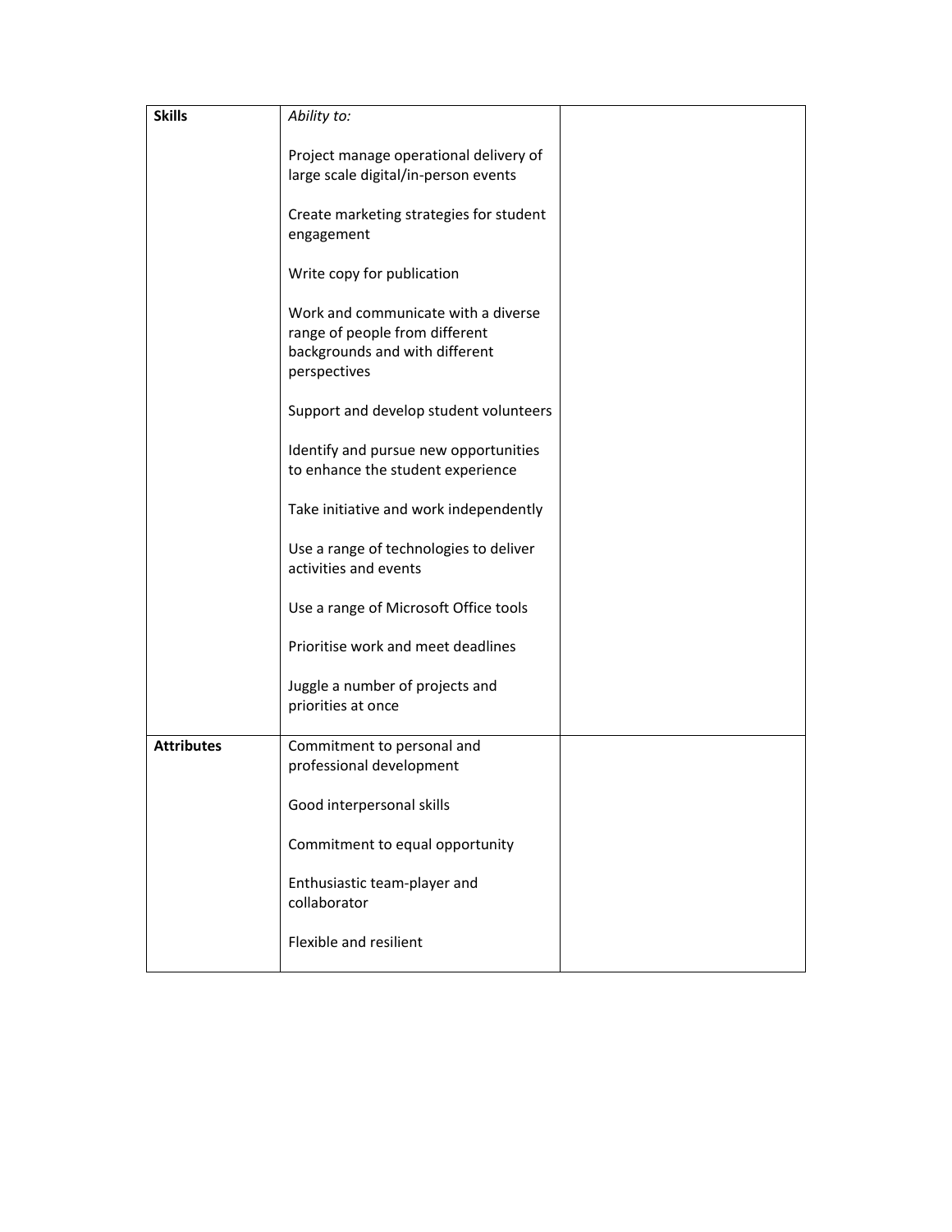| | | |
|---|---|---|
| **Skills** | *Ability to:*<br><br>Project manage operational delivery of large scale digital/in-person events<br><br>Create marketing strategies for student engagement<br><br>Write copy for publication<br><br>Work and communicate with a diverse range of people from different backgrounds and with different perspectives<br><br>Support and develop student volunteers<br><br>Identify and pursue new opportunities to enhance the student experience<br><br>Take initiative and work independently<br><br>Use a range of technologies to deliver activities and events<br><br>Use a range of Microsoft Office tools<br><br>Prioritise work and meet deadlines<br><br>Juggle a number of projects and priorities at once | |
| **Attributes** | Commitment to personal and professional development<br><br>Good interpersonal skills<br><br>Commitment to equal opportunity<br><br>Enthusiastic team-player and collaborator<br><br>Flexible and resilient | |